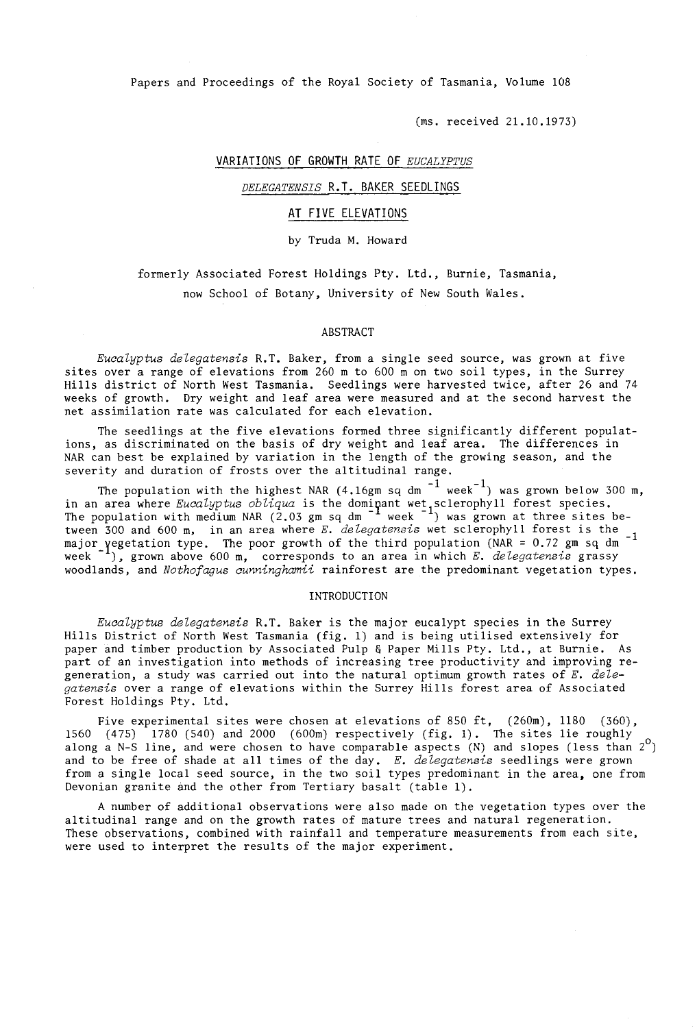Papers and Proceedings of the Royal Society of Tasmania, Volume 108

(ms. received 21.10.1973)

# VARIATIONS OF GROWTH RATE OF *EUCALYPTUS DELEGATENSIS* R.T. BAKER SEEDLINGS AT FIVE ELEVATIONS

by Truda M. Howard

formerly Associated Forest Holdings Pty. Ltd., Burnie, Tasmania,
now School of Botany, University of New South Wales.

## ABSTRACT

*Eucalyptus delegatensis* R.T. Baker, from a single seed source, was grown at five sites over a range of elevations from 260 m to 600 m on two soil types, in the Surrey Hills district of North West Tasmania. Seedlings were harvested twice, after 26 and 74 weeks of growth. Dry weight and leaf area were measured and at the second harvest the net assimilation rate was calculated for each elevation.

The seedlings at the five elevations formed three significantly different populations, as discriminated on the basis of dry weight and leaf area. The differences in NAR can best be explained by variation in the length of the growing season, and the severity and duration of frosts over the altitudinal range.

The population with the highest NAR (4.16gm sq dm $^{-1}$ week$^{-1}$) was grown below 300 m, in an area where *Eucalyptus obliqua* is the dominant wet sclerophyll forest species. The population with medium NAR (2.03 gm sq dm $^{-1}$ week $^{-1}$) was grown at three sites between 300 and 600 m, in an area where *E. delegatensis* wet sclerophyll forest is the major vegetation type. The poor growth of the third population (NAR = 0.72 gm sq dm $^{-1}$ week $^{-1}$), grown above 600 m, corresponds to an area in which *E. delegatensis* grassy woodlands, and *Nothofagus cunninghamii* rainforest are the predominant vegetation types.

## INTRODUCTION

*Eucalyptus delegatensis* R.T. Baker is the major eucalypt species in the Surrey Hills District of North West Tasmania (fig. 1) and is being utilised extensively for paper and timber production by Associated Pulp & Paper Mills Pty. Ltd., at Burnie. As part of an investigation into methods of increasing tree productivity and improving regeneration, a study was carried out into the natural optimum growth rates of *E. delegatensis* over a range of elevations within the Surrey Hills forest area of Associated Forest Holdings Pty. Ltd.

Five experimental sites were chosen at elevations of 850 ft, (260m), 1180 (360), 1560 (475) 1780 (540) and 2000 (600m) respectively (fig. 1). The sites lie roughly along a N-S line, and were chosen to have comparable aspects (N) and slopes (less than 2$^{o}$) and to be free of shade at all times of the day. *E. delegatensis* seedlings were grown from a single local seed source, in the two soil types predominant in the area, one from Devonian granite and the other from Tertiary basalt (table 1).

A number of additional observations were also made on the vegetation types over the altitudinal range and on the growth rates of mature trees and natural regeneration. These observations, combined with rainfall and temperature measurements from each site, were used to interpret the results of the major experiment.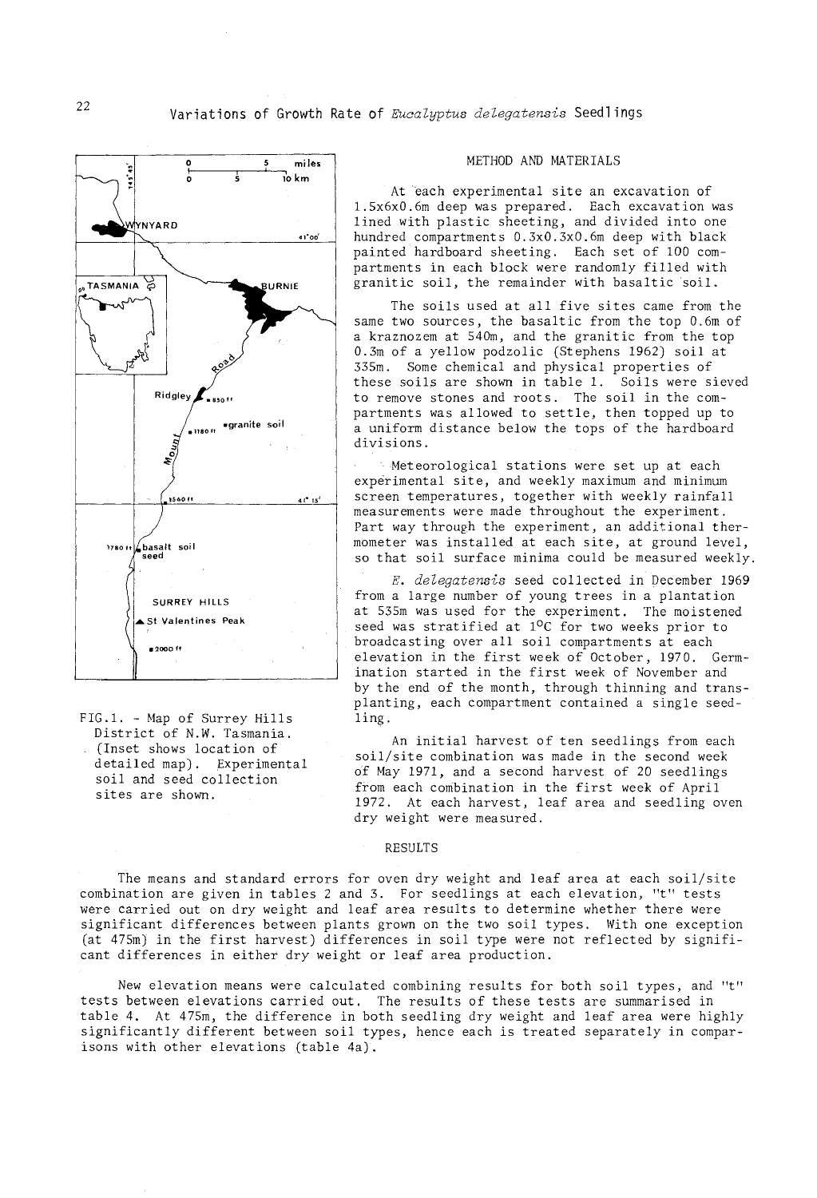FIG.1. - Map of Surrey Hills District of N.W. Tasmania. (Inset shows location of detailed map). Experimental soil and seed collection sites are shown.

## METHOD AND MATERIALS

At each experimental site an excavation of 1.5x6x0.6m deep was prepared. Each excavation was lined with plastic sheeting, and divided into one hundred compartments 0.3x0.3x0.6m deep with black painted hardboard sheeting. Each set of 100 compartments in each block were randomly filled with granitic soil, the remainder with basaltic soil.

The soils used at all five sites came from the same two sources, the basaltic from the top 0.6m of a kraznozem at 540m, and the granitic from the top 0.3m of a yellow podzolic (Stephens 1962) soil at 335m. Some chemical and physical properties of these soils are shown in table 1. Soils were sieved to remove stones and roots. The soil in the compartments was allowed to settle, then topped up to a uniform distance below the tops of the hardboard divisions.

Meteorological stations were set up at each experimental site, and weekly maximum and minimum screen temperatures, together with weekly rainfall measurements were made throughout the experiment. Part way through the experiment, an additional thermometer was installed at each site, at ground level, so that soil surface minima could be measured weekly.

*E. delegatensis* seed collected in December 1969 from a large number of young trees in a plantation at 535m was used for the experiment. The moistened seed was stratified at 1°C for two weeks prior to broadcasting over all soil compartments at each elevation in the first week of October, 1970. Germination started in the first week of November and by the end of the month, through thinning and transplanting, each compartment contained a single seedling.

An initial harvest of ten seedlings from each soil/site combination was made in the second week of May 1971, and a second harvest of 20 seedlings from each combination in the first week of April 1972. At each harvest, leaf area and seedling oven dry weight were measured.

## RESULTS

The means and standard errors for oven dry weight and leaf area at each soil/site combination are given in tables 2 and 3. For seedlings at each elevation, "t" tests were carried out on dry weight and leaf area results to determine whether there were significant differences between plants grown on the two soil types. With one exception (at 475m) in the first harvest) differences in soil type were not reflected by significant differences in either dry weight or leaf area production.

New elevation means were calculated combining results for both soil types, and "t" tests between elevations carried out. The results of these tests are summarised in table 4. At 475m, the difference in both seedling dry weight and leaf area were highly significantly different between soil types, hence each is treated separately in comparisons with other elevations (table 4a).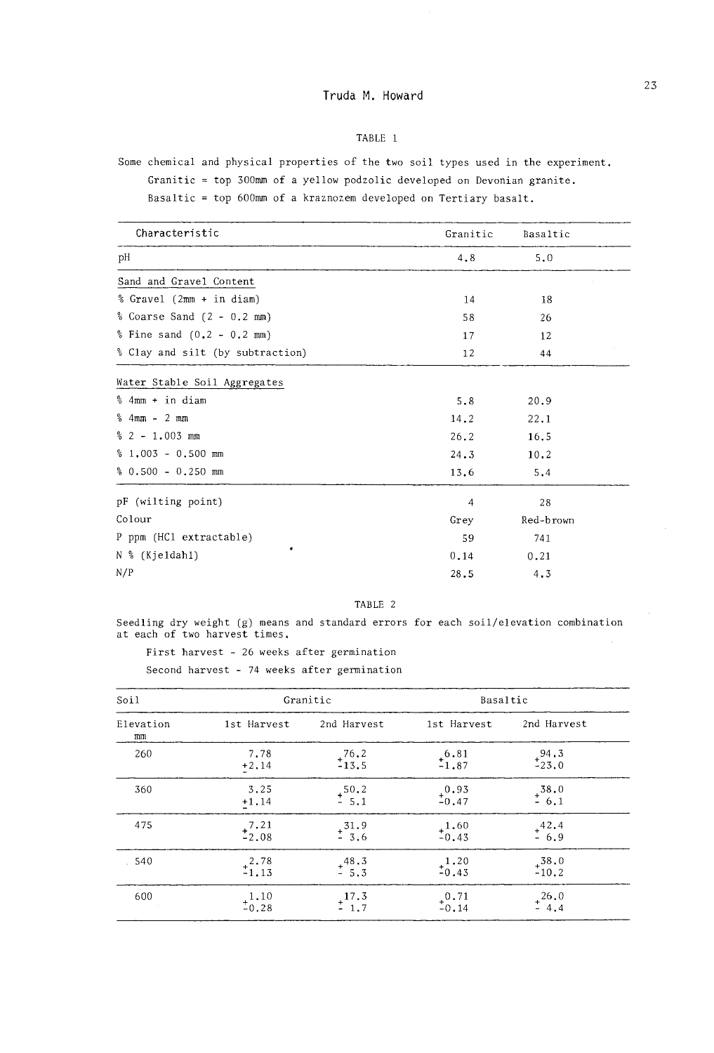TABLE 1

Some chemical and physical properties of the two soil types used in the experiment.

Granitic = top 300mm of a yellow podzolic developed on Devonian granite.

Basaltic = top 600mm of a kraznozem developed on Tertiary basalt.

| Characteristic | Granitic | Basaltic |
|---|---|---|
| pH | 4.8 | 5.0 |
| Sand and Gravel Content | | |
| % Gravel (2mm + in diam) | 14 | 18 |
| % Coarse Sand (2 - 0.2 mm) | 58 | 26 |
| % Fine sand (0.2 - 0.2 mm) | 17 | 12 |
| % Clay and silt (by subtraction) | 12 | 44 |
| Water Stable Soil Aggregates | | |
| % 4mm + in diam | 5.8 | 20.9 |
| % 4mm - 2 mm | 14.2 | 22.1 |
| % 2 - 1.003 mm | 26.2 | 16.5 |
| % 1.003 - 0.500 mm | 24.3 | 10.2 |
| % 0.500 - 0.250 mm | 13.6 | 5.4 |
| pF (wilting point) | 4 | 28 |
| Colour | Grey | Red-brown |
| P ppm (HCl extractable) | 59 | 741 |
| N % (Kjeldahl) | 0.14 | 0.21 |
| N/P | 28.5 | 4.3 |

TABLE 2

Seedling dry weight (g) means and standard errors for each soil/elevation combination at each of two harvest times.

First harvest - 26 weeks after germination

Second harvest - 74 weeks after germination

| Soil | Granitic | | Basaltic | |
|---|---|---|---|---|
| Elevation mm | 1st Harvest | 2nd Harvest | 1st Harvest | 2nd Harvest |
| 260 | 7.78 $\pm$2.14 | 76.2 $\pm$13.5 | 6.81 $\pm$1.87 | 94.3 $\pm$23.0 |
| 360 | 3.25 $\pm$1.14 | 50.2 $\pm$ 5.1 | 0.93 $\pm$0.47 | 38.0 $\pm$ 6.1 |
| 475 | 7.21 $\pm$2.08 | 31.9 $\pm$ 3.6 | 1.60 $\pm$0.43 | 42.4 $\pm$ 6.9 |
| 540 | 2.78 $\pm$1.13 | 48.3 $\pm$ 5.3 | 1.20 $\pm$0.43 | 38.0 $\pm$10.2 |
| 600 | 1.10 $\pm$0.28 | 17.3 $\pm$ 1.7 | 0.71 $\pm$0.14 | 26.0 $\pm$ 4.4 |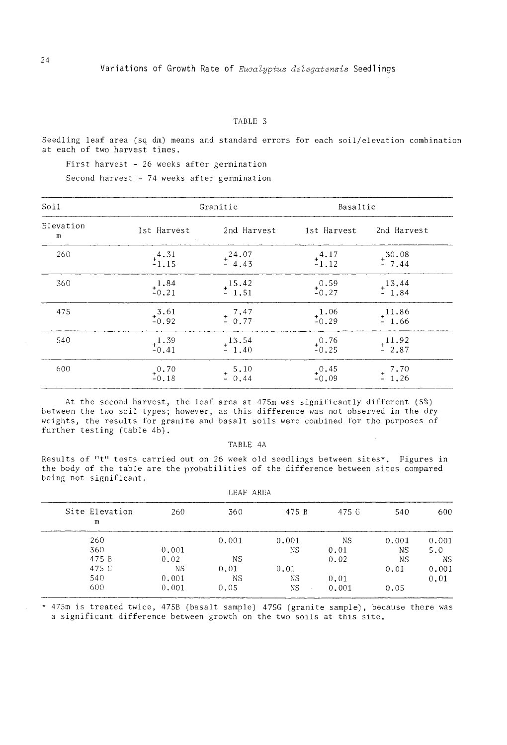TABLE 3

Seedling leaf area (sq dm) means and standard errors for each soil/elevation combination at each of two harvest times.

First harvest - 26 weeks after germination

Second harvest - 74 weeks after germination

| Soil | Granitic | | Basaltic | |
|---|---|---|---|---|
| Elevation m | 1st Harvest | 2nd Harvest | 1st Harvest | 2nd Harvest |
| 260 | 4.31 ± 1.15 | 24.07 ± 4.43 | 4.17 ± 1.12 | 30.08 ± 7.44 |
| 360 | 1.84 ± 0.21 | 15.42 ± 1.51 | 0.59 ± 0.27 | 13.44 ± 1.84 |
| 475 | 3.61 ± 0.92 | 7.47 ± 0.77 | 1.06 ± 0.29 | 11.86 ± 1.66 |
| 540 | 1.39 ± 0.41 | 13.54 ± 1.40 | 0.76 ± 0.25 | 11.92 ± 2.87 |
| 600 | 0.70 ± 0.18 | 5.10 ± 0.44 | 0.45 ± 0.09 | 7.70 ± 1.26 |

At the second harvest, the leaf area at 475m was significantly different (5%) between the two soil types; however, as this difference was not observed in the dry weights, the results for granite and basalt soils were combined for the purposes of further testing (table 4b).

TABLE 4A

Results of "t" tests carried out on 26 week old seedlings between sites*. Figures in the body of the table are the probabilities of the difference between sites compared being not significant.

LEAF AREA

| Site Elevation m | 260 | 360 | 475 B | 475 G | 540 | 600 |
|---|---|---|---|---|---|---|
| 260 | | 0.001 | 0.001 | NS | 0.001 | 0.001 |
| 360 | 0.001 | | NS | 0.01 | NS | 5.0 |
| 475 B | 0.02 | NS | | 0.02 | NS | NS |
| 475 G | NS | 0.01 | 0.01 | | 0.01 | 0.001 |
| 540 | 0.001 | NS | NS | 0.01 | | 0.01 |
| 600 | 0.001 | 0.05 | NS | 0.001 | 0.05 | |

* 475m is treated twice, 475B (basalt sample) 475G (granite sample), because there was a significant difference between growth on the two soils at this site.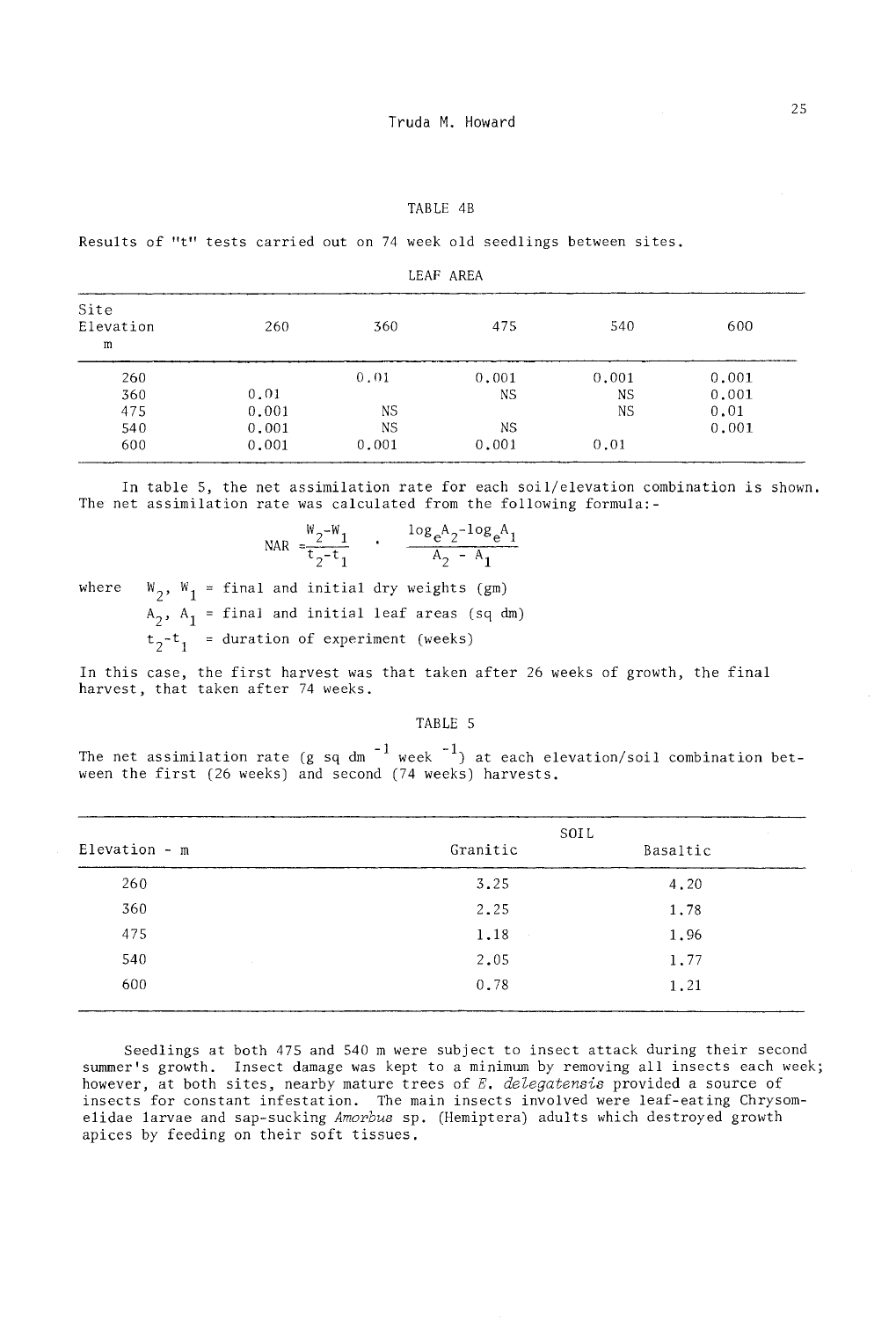TABLE 4B

Results of "t" tests carried out on 74 week old seedlings between sites.

LEAF AREA

| Site Elevation m | 260 | 360 | 475 | 540 | 600 |
|---|---|---|---|---|---|
| 260 | | 0.01 | 0.001 | 0.001 | 0.001 |
| 360 | 0.01 | | NS | NS | 0.001 |
| 475 | 0.001 | NS | | NS | 0.01 |
| 540 | 0.001 | NS | NS | | 0.001 |
| 600 | 0.001 | 0.001 | 0.001 | 0.01 | |

In table 5, the net assimilation rate for each soil/elevation combination is shown. The net assimilation rate was calculated from the following formula:-

$$NAR = \frac{W_2-W_1}{t_2-t_1} \cdot \frac{\log_e A_2 - \log_e A_1}{A_2 - A_1}$$

where $W_2$, $W_1$ = final and initial dry weights (gm)

$A_2$, $A_1$ = final and initial leaf areas (sq dm)

$t_2-t_1$ = duration of experiment (weeks)

In this case, the first harvest was that taken after 26 weeks of growth, the final harvest, that taken after 74 weeks.

TABLE 5

The net assimilation rate (g sq dm $^{-1}$ week $^{-1}$) at each elevation/soil combination between the first (26 weeks) and second (74 weeks) harvests.

| Elevation - m | SOIL | |
|---|---|---|
| | Granitic | Basaltic |
| 260 | 3.25 | 4.20 |
| 360 | 2.25 | 1.78 |
| 475 | 1.18 | 1.96 |
| 540 | 2.05 | 1.77 |
| 600 | 0.78 | 1.21 |

Seedlings at both 475 and 540 m were subject to insect attack during their second summer's growth. Insect damage was kept to a minimum by removing all insects each week; however, at both sites, nearby mature trees of *E. delegatensis* provided a source of insects for constant infestation. The main insects involved were leaf-eating Chrysomelidae larvae and sap-sucking *Amorbus* sp. (Hemiptera) adults which destroyed growth apices by feeding on their soft tissues.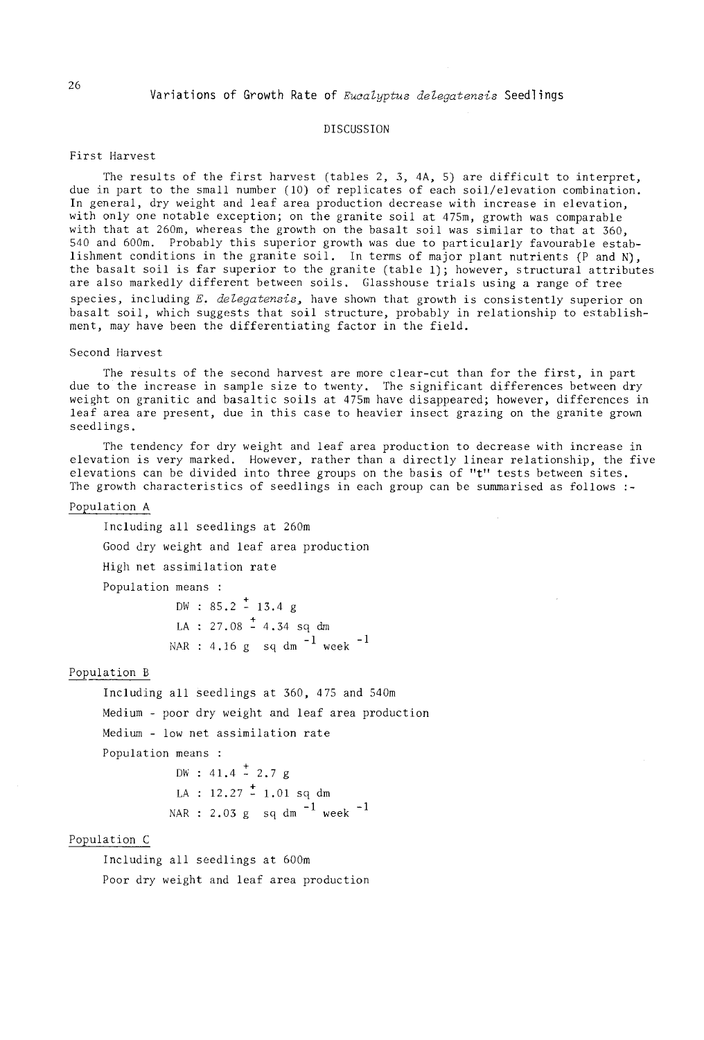## DISCUSSION

### First Harvest

The results of the first harvest (tables 2, 3, 4A, 5) are difficult to interpret, due in part to the small number (10) of replicates of each soil/elevation combination. In general, dry weight and leaf area production decrease with increase in elevation, with only one notable exception; on the granite soil at 475m, growth was comparable with that at 260m, whereas the growth on the basalt soil was similar to that at 360, 540 and 600m. Probably this superior growth was due to particularly favourable establishment conditions in the granite soil. In terms of major plant nutrients (P and N), the basalt soil is far superior to the granite (table 1); however, structural attributes are also markedly different between soils. Glasshouse trials using a range of tree species, including *E. delegatensis*, have shown that growth is consistently superior on basalt soil, which suggests that soil structure, probably in relationship to establishment, may have been the differentiating factor in the field.

### Second Harvest

The results of the second harvest are more clear-cut than for the first, in part due to the increase in sample size to twenty. The significant differences between dry weight on granitic and basaltic soils at 475m have disappeared; however, differences in leaf area are present, due in this case to heavier insect grazing on the granite grown seedlings.

The tendency for dry weight and leaf area production to decrease with increase in elevation is very marked. However, rather than a directly linear relationship, the five elevations can be divided into three groups on the basis of "t" tests between sites. The growth characteristics of seedlings in each group can be summarised as follows :-

Population A

Including all seedlings at 260m

Good dry weight and leaf area production

High net assimilation rate

Population means :

DW : 85.2 $\pm$ 13.4 g

LA : 27.08 $\pm$ 4.34 sq dm

NAR : 4.16 g sq dm$^{-1}$ week$^{-1}$

Population B

Including all seedlings at 360, 475 and 540m

Medium - poor dry weight and leaf area production

Medium - low net assimilation rate

Population means :

DW : 41.4 $\pm$ 2.7 g

LA : 12.27 $\pm$ 1.01 sq dm

NAR : 2.03 g sq dm$^{-1}$ week$^{-1}$

Population C

Including all seedlings at 600m

Poor dry weight and leaf area production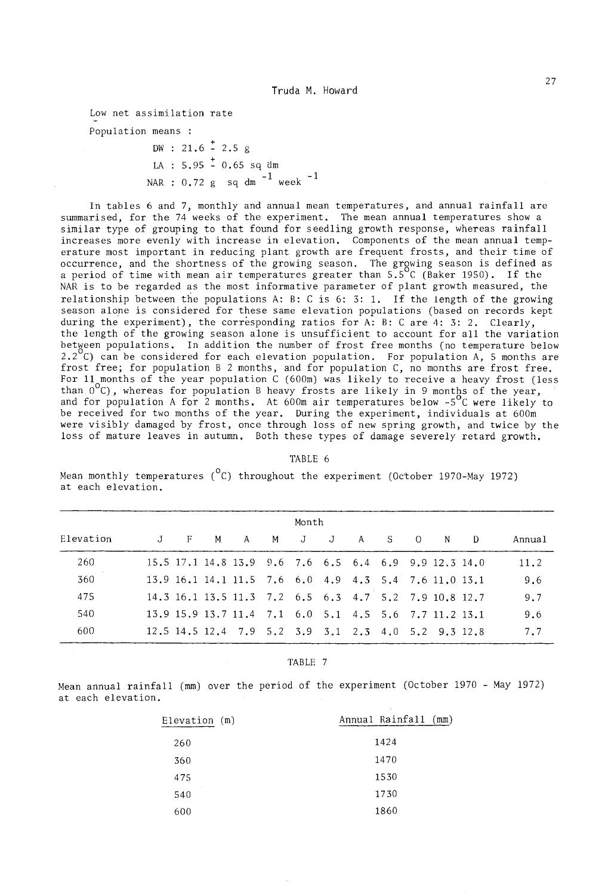Low net assimilation rate

Population means :

DW : 21.6 $\pm$ 2.5 g

LA : 5.95 $\pm$ 0.65 sq dm

NAR : 0.72 g sq dm $^{-1}$ week $^{-1}$

In tables 6 and 7, monthly and annual mean temperatures, and annual rainfall are summarised, for the 74 weeks of the experiment. The mean annual temperatures show a similar type of grouping to that found for seedling growth response, whereas rainfall increases more evenly with increase in elevation. Components of the mean annual temperature most important in reducing plant growth are frequent frosts, and their time of occurrence, and the shortness of the growing season. The growing season is defined as a period of time with mean air temperatures greater than 5.5°C (Baker 1950). If the NAR is to be regarded as the most informative parameter of plant growth measured, the relationship between the populations A: B: C is 6: 3: 1. If the length of the growing season alone is considered for these same elevation populations (based on records kept during the experiment), the corresponding ratios for A: B: C are 4: 3: 2. Clearly, the length of the growing season alone is unsufficient to account for all the variation between populations. In addition the number of frost free months (no temperature below 2.2°C) can be considered for each elevation population. For population A, 5 months are frost free; for population B 2 months, and for population C, no months are frost free. For 11 months of the year population C (600m) was likely to receive a heavy frost (less than 0°C), whereas for population B heavy frosts are likely in 9 months of the year, and for population A for 2 months. At 600m air temperatures below -5°C were likely to be received for two months of the year. During the experiment, individuals at 600m were visibly damaged by frost, once through loss of new spring growth, and twice by the loss of mature leaves in autumn. Both these types of damage severely retard growth.

TABLE 6

Mean monthly temperatures (°C) throughout the experiment (October 1970-May 1972) at each elevation.

| Elevation | J | F | M | A | M | J | J | A | S | O | N | D | Annual |
|---|---|---|---|---|---|---|---|---|---|---|---|---|---|
| 260 | 15.5 | 17.1 | 14.8 | 13.9 | 9.6 | 7.6 | 6.5 | 6.4 | 6.9 | 9.9 | 12.3 | 14.0 | 11.2 |
| 360 | 13.9 | 16.1 | 14.1 | 11.5 | 7.6 | 6.0 | 4.9 | 4.3 | 5.4 | 7.6 | 11.0 | 13.1 | 9.6 |
| 475 | 14.3 | 16.1 | 13.5 | 11.3 | 7.2 | 6.5 | 6.3 | 4.7 | 5.2 | 7.9 | 10.8 | 12.7 | 9.7 |
| 540 | 13.9 | 15.9 | 13.7 | 11.4 | 7.1 | 6.0 | 5.1 | 4.5 | 5.6 | 7.7 | 11.2 | 13.1 | 9.6 |
| 600 | 12.5 | 14.5 | 12.4 | 7.9 | 5.2 | 3.9 | 3.1 | 2.3 | 4.0 | 5.2 | 9.3 | 12.8 | 7.7 |

TABLE 7

Mean annual rainfall (mm) over the period of the experiment (October 1970 - May 1972) at each elevation.

| Elevation (m) | Annual Rainfall (mm) |
|---|---|
| 260 | 1424 |
| 360 | 1470 |
| 475 | 1530 |
| 540 | 1730 |
| 600 | 1860 |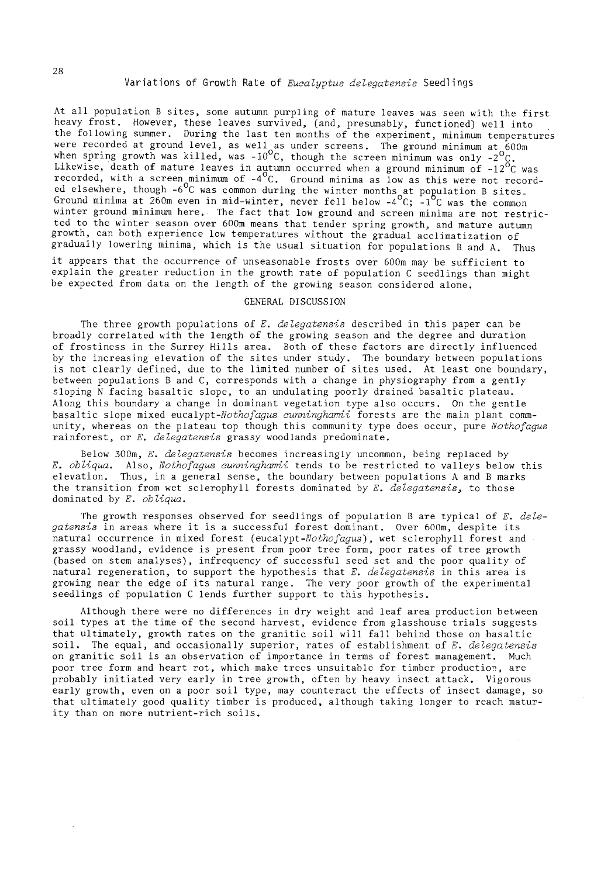At all population B sites, some autumn purpling of mature leaves was seen with the first heavy frost. However, these leaves survived, (and, presumably, functioned) well into the following summer. During the last ten months of the experiment, minimum temperatures were recorded at ground level, as well as under screens. The ground minimum at 600m when spring growth was killed, was -10°C, though the screen minimum was only -2°C. Likewise, death of mature leaves in autumn occurred when a ground minimum of -12°C was recorded, with a screen minimum of -4°C. Ground minima as low as this were not recorded elsewhere, though -6°C was common during the winter months at population B sites. Ground minima at 260m even in mid-winter, never fell below -4°C; -1°C was the common winter ground minimum here. The fact that low ground and screen minima are not restricted to the winter season over 600m means that tender spring growth, and mature autumn growth, can both experience low temperatures without the gradual acclimatization of gradually lowering minima, which is the usual situation for populations B and A. Thus it appears that the occurrence of unseasonable frosts over 600m may be sufficient to explain the greater reduction in the growth rate of population C seedlings than might be expected from data on the length of the growing season considered alone.

## GENERAL DISCUSSION

The three growth populations of *E. delegatensis* described in this paper can be broadly correlated with the length of the growing season and the degree and duration of frostiness in the Surrey Hills area. Both of these factors are directly influenced by the increasing elevation of the sites under study. The boundary between populations is not clearly defined, due to the limited number of sites used. At least one boundary, between populations B and C, corresponds with a change in physiography from a gently sloping N facing basaltic slope, to an undulating poorly drained basaltic plateau. Along this boundary a change in dominant vegetation type also occurs. On the gentle basaltic slope mixed eucalypt-*Nothofagus cunninghamii* forests are the main plant community, whereas on the plateau top though this community type does occur, pure *Nothofagus* rainforest, or *E. delegatensis* grassy woodlands predominate.

Below 300m, *E. delegatensis* becomes increasingly uncommon, being replaced by *E. obliqua*. Also, *Nothofagus cunninghamii* tends to be restricted to valleys below this elevation. Thus, in a general sense, the boundary between populations A and B marks the transition from wet sclerophyll forests dominated by *E. delegatensis*, to those dominated by *E. obliqua*.

The growth responses observed for seedlings of population B are typical of *E. delegatensis* in areas where it is a successful forest dominant. Over 600m, despite its natural occurrence in mixed forest (eucalypt-*Nothofagus*), wet sclerophyll forest and grassy woodland, evidence is present from poor tree form, poor rates of tree growth (based on stem analyses), infrequency of successful seed set and the poor quality of natural regeneration, to support the hypothesis that *E. delegatensis* in this area is growing near the edge of its natural range. The very poor growth of the experimental seedlings of population C lends further support to this hypothesis.

Although there were no differences in dry weight and leaf area production between soil types at the time of the second harvest, evidence from glasshouse trials suggests that ultimately, growth rates on the granitic soil will fall behind those on basaltic soil. The equal, and occasionally superior, rates of establishment of *E. delegatensis* on granitic soil is an observation of importance in terms of forest management. Much poor tree form and heart rot, which make trees unsuitable for timber production, are probably initiated very early in tree growth, often by heavy insect attack. Vigorous early growth, even on a poor soil type, may counteract the effects of insect damage, so that ultimately good quality timber is produced, although taking longer to reach maturity than on more nutrient-rich soils.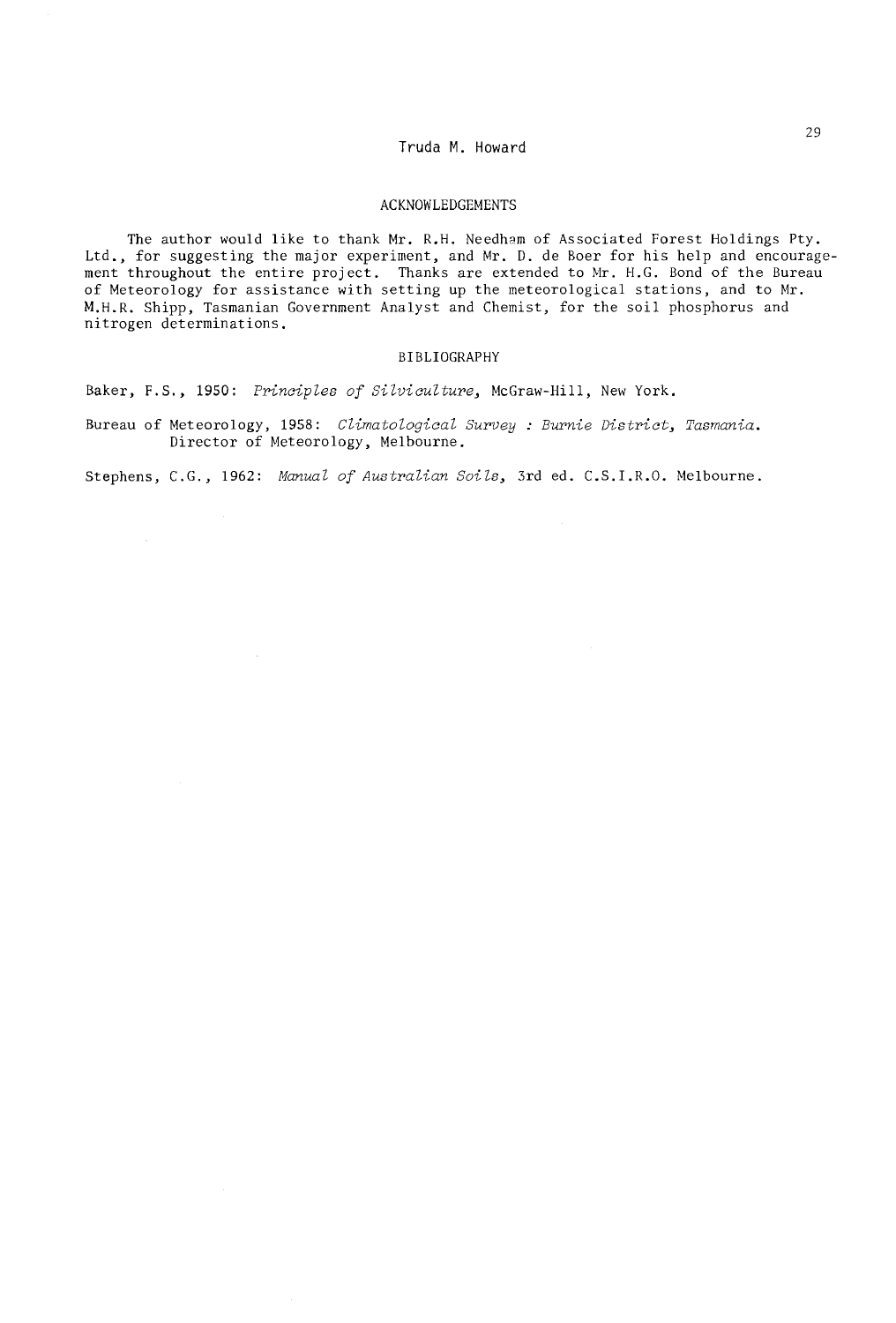## ACKNOWLEDGEMENTS

The author would like to thank Mr. R.H. Needham of Associated Forest Holdings Pty. Ltd., for suggesting the major experiment, and Mr. D. de Boer for his help and encouragement throughout the entire project. Thanks are extended to Mr. H.G. Bond of the Bureau of Meteorology for assistance with setting up the meteorological stations, and to Mr. M.H.R. Shipp, Tasmanian Government Analyst and Chemist, for the soil phosphorus and nitrogen determinations.

## BIBLIOGRAPHY

Baker, F.S., 1950: *Principles of Silviculture*, McGraw-Hill, New York.

Bureau of Meteorology, 1958: *Climatological Survey : Burnie District, Tasmania.* Director of Meteorology, Melbourne.

Stephens, C.G., 1962: *Manual of Australian Soils*, 3rd ed. C.S.I.R.O. Melbourne.